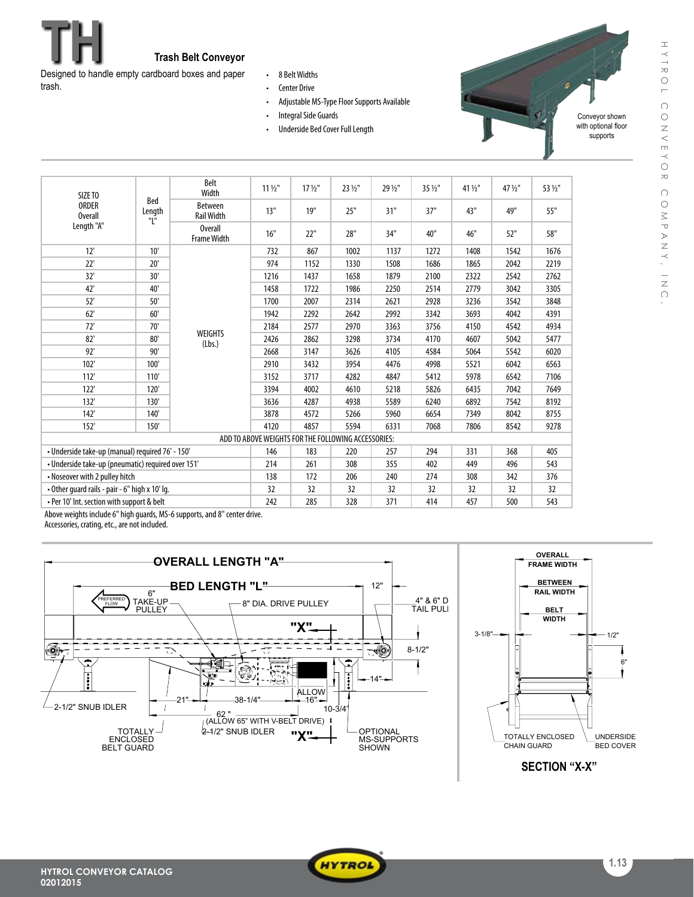# TH

## Trash Belt Conveyor

Designed to handle empty cardboard boxes and paper trash.

- 8 Belt Widths
- Center Drive
- Adjustable MS-Type Floor Supports Available
- Integral Side Guards
- Underside Bed Cover Full Length

Conveyor shown with optional floor supports

| SIZE TO ORDER Overall Length "A" | Bed Length "L" | Belt Width | 11 ½" | 17 ½" | 23 ½" | 29 ½" | 35 ½" | 41 ½" | 47 ½" | 53 ½" |
|---|---|---|---|---|---|---|---|---|---|---|
| | | Between Rail Width | 13" | 19" | 25" | 31" | 37" | 43" | 49" | 55" |
| | | Overall Frame Width | 16" | 22" | 28" | 34" | 40" | 46" | 52" | 58" |
| 12' | 10' | WEIGHTS (Lbs.) | 732 | 867 | 1002 | 1137 | 1272 | 1408 | 1542 | 1676 |
| 22' | 20' | | 974 | 1152 | 1330 | 1508 | 1686 | 1865 | 2042 | 2219 |
| 32' | 30' | | 1216 | 1437 | 1658 | 1879 | 2100 | 2322 | 2542 | 2762 |
| 42' | 40' | | 1458 | 1722 | 1986 | 2250 | 2514 | 2779 | 3042 | 3305 |
| 52' | 50' | | 1700 | 2007 | 2314 | 2621 | 2928 | 3236 | 3542 | 3848 |
| 62' | 60' | | 1942 | 2292 | 2642 | 2992 | 3342 | 3693 | 4042 | 4391 |
| 72' | 70' | | 2184 | 2577 | 2970 | 3363 | 3756 | 4150 | 4542 | 4934 |
| 82' | 80' | | 2426 | 2862 | 3298 | 3734 | 4170 | 4607 | 5042 | 5477 |
| 92' | 90' | | 2668 | 3147 | 3626 | 4105 | 4584 | 5064 | 5542 | 6020 |
| 102' | 100' | | 2910 | 3432 | 3954 | 4476 | 4998 | 5521 | 6042 | 6563 |
| 112' | 110' | | 3152 | 3717 | 4282 | 4847 | 5412 | 5978 | 6542 | 7106 |
| 122' | 120' | | 3394 | 4002 | 4610 | 5218 | 5826 | 6435 | 7042 | 7649 |
| 132' | 130' | | 3636 | 4287 | 4938 | 5589 | 6240 | 6892 | 7542 | 8192 |
| 142' | 140' | | 3878 | 4572 | 5266 | 5960 | 6654 | 7349 | 8042 | 8755 |
| 152' | 150' | | 4120 | 4857 | 5594 | 6331 | 7068 | 7806 | 8542 | 9278 |
| ADD TO ABOVE WEIGHTS FOR THE FOLLOWING ACCESSORIES: | | | | | | | | | | |
| • Underside take-up (manual) required 76' - 150' | | | 146 | 183 | 220 | 257 | 294 | 331 | 368 | 405 |
| • Underside take-up (pneumatic) required over 151' | | | 214 | 261 | 308 | 355 | 402 | 449 | 496 | 543 |
| • Noseover with 2 pulley hitch | | | 138 | 172 | 206 | 240 | 274 | 308 | 342 | 376 |
| • Other guard rails - pair - 6" high x 10' lg. | | | 32 | 32 | 32 | 32 | 32 | 32 | 32 | 32 |
| • Per 10' Int. section with support & belt | | | 242 | 285 | 328 | 371 | 414 | 457 | 500 | 543 |

Above weights include 6" high guards, MS-6 supports, and 8" center drive.
Accessories, crating, etc., are not included.

OVERALL LENGTH "A"

BED LENGTH "L"

PREFERRED FLOW

6" TAKE-UP PULLEY

8" DIA. DRIVE PULLEY

12"

4" & 6" DIA. TAIL PULLEY

"X"

8-1/2"

14"

21"

38-1/4"

ALLOW 16"

10-3/4"

62" (ALLOW 65" WITH V-BELT DRIVE)

2-1/2" SNUB IDLER

2-1/2" SNUB IDLER

TOTALLY ENCLOSED BELT GUARD

OPTIONAL MS-SUPPORTS SHOWN

OVERALL FRAME WIDTH

BETWEEN RAIL WIDTH

BELT WIDTH

3-1/8"

1/2"

6"

TOTALLY ENCLOSED CHAIN GUARD

UNDERSIDE BED COVER

SECTION "X-X"

HYTROL CONVEYOR CATALOG
02012015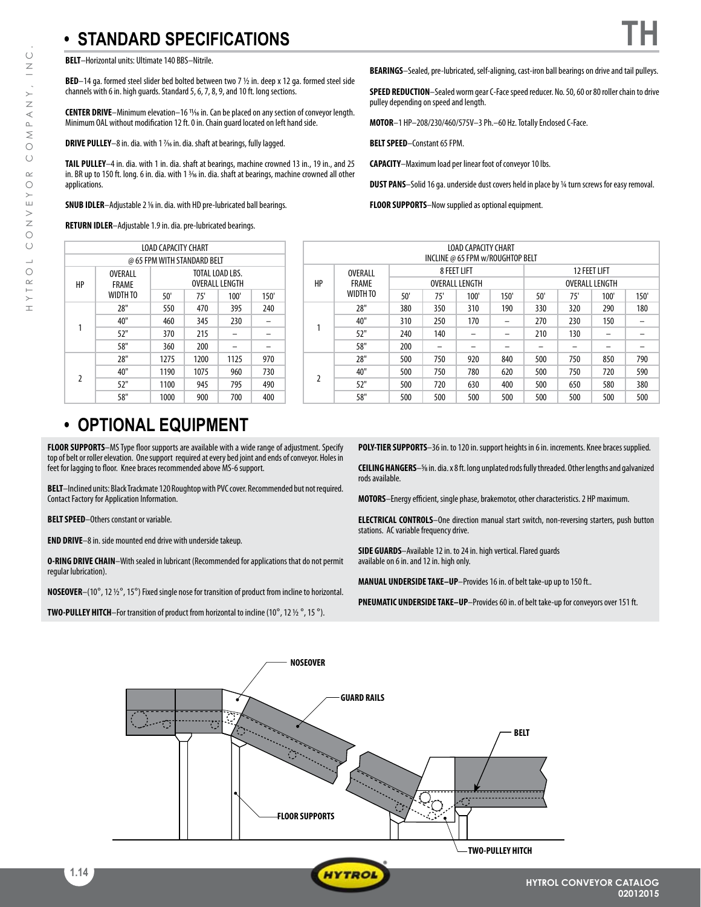# • STANDARD SPECIFICATIONS

**TH**

**BELT**–Horizontal units: Ultimate 140 BBS–Nitrile.

**BED**–14 ga. formed steel slider bed bolted between two 7 ½ in. deep x 12 ga. formed steel side channels with 6 in. high guards. Standard 5, 6, 7, 8, 9, and 10 ft. long sections.

**CENTER DRIVE**–Minimum elevation–16 ¹¹⁄₁₆ in. Can be placed on any section of conveyor length. Minimum OAL without modification 12 ft. 0 in. Chain guard located on left hand side.

**DRIVE PULLEY**–8 in. dia. with 1 ⁷⁄₁₆ in. dia. shaft at bearings, fully lagged.

**TAIL PULLEY**–4 in. dia. with 1 in. dia. shaft at bearings, machine crowned 13 in., 19 in., and 25 in. BR up to 150 ft. long. 6 in. dia. with 1 ³⁄₁₆ in. dia. shaft at bearings, machine crowned all other applications.

**SNUB IDLER**–Adjustable 2 ⅛ in. dia. with HD pre-lubricated ball bearings.

**RETURN IDLER**–Adjustable 1.9 in. dia. pre-lubricated bearings.

**BEARINGS**–Sealed, pre-lubricated, self-aligning, cast-iron ball bearings on drive and tail pulleys.

**SPEED REDUCTION**–Sealed worm gear C-Face speed reducer. No. 50, 60 or 80 roller chain to drive pulley depending on speed and length.

**MOTOR**–1 HP–208/230/460/575V–3 Ph.–60 Hz. Totally Enclosed C-Face.

**BELT SPEED**–Constant 65 FPM.

**CAPACITY**–Maximum load per linear foot of conveyor 10 lbs.

**DUST PANS**–Solid 16 ga. underside dust covers held in place by ¼ turn screws for easy removal.

**FLOOR SUPPORTS**–Now supplied as optional equipment.

| LOAD CAPACITY CHART @ 65 FPM WITH STANDARD BELT | | | | | |
|---|---|---|---|---|---|
| HP | OVERALL FRAME WIDTH TO | TOTAL LOAD LBS. OVERALL LENGTH | | | |
| | | 50' | 75' | 100' | 150' |
| 1 | 28" | 550 | 470 | 395 | 240 |
| | 40" | 460 | 345 | 230 | – |
| | 52" | 370 | 215 | – | – |
| | 58" | 360 | 200 | – | – |
| 2 | 28" | 1275 | 1200 | 1125 | 970 |
| | 40" | 1190 | 1075 | 960 | 730 |
| | 52" | 1100 | 945 | 795 | 490 |
| | 58" | 1000 | 900 | 700 | 400 |

| LOAD CAPACITY CHART INCLINE @ 65 FPM w/ROUGHTOP BELT | | | | | | | | | |
|---|---|---|---|---|---|---|---|---|---|
| HP | OVERALL FRAME WIDTH TO | 8 FEET LIFT | | | | 12 FEET LIFT | | | |
| | | OVERALL LENGTH | | | | OVERALL LENGTH | | | |
| | | 50' | 75' | 100' | 150' | 50' | 75' | 100' | 150' |
| 1 | 28" | 380 | 350 | 310 | 190 | 330 | 320 | 290 | 180 |
| | 40" | 310 | 250 | 170 | – | 270 | 230 | 150 | – |
| | 52" | 240 | 140 | – | – | 210 | 130 | – | – |
| | 58" | 200 | – | – | – | – | – | – | – |
| 2 | 28" | 500 | 750 | 920 | 840 | 500 | 750 | 850 | 790 |
| | 40" | 500 | 750 | 780 | 620 | 500 | 750 | 720 | 590 |
| | 52" | 500 | 720 | 630 | 400 | 500 | 650 | 580 | 380 |
| | 58" | 500 | 500 | 500 | 500 | 500 | 500 | 500 | 500 |

# • OPTIONAL EQUIPMENT

**FLOOR SUPPORTS**–MS Type floor supports are available with a wide range of adjustment. Specify top of belt or roller elevation. One support required at every bed joint and ends of conveyor. Holes in feet for lagging to floor. Knee braces recommended above MS-6 support.

**BELT**–Inclined units: Black Trackmate 120 Roughtop with PVC cover. Recommended but not required. Contact Factory for Application Information.

**BELT SPEED**–Others constant or variable.

**END DRIVE**–8 in. side mounted end drive with underside takeup.

**O-RING DRIVE CHAIN**–With sealed in lubricant (Recommended for applications that do not permit regular lubrication).

**NOSEOVER**–(10°, 12 ½°, 15°) Fixed single nose for transition of product from incline to horizontal.

**TWO-PULLEY HITCH**–For transition of product from horizontal to incline (10°, 12 ½ °, 15 °).

**POLY-TIER SUPPORTS**–36 in. to 120 in. support heights in 6 in. increments. Knee braces supplied.

**CEILING HANGERS**–⅝ in. dia. x 8 ft. long unplated rods fully threaded. Other lengths and galvanized rods available.

**MOTORS**–Energy efficient, single phase, brakemotor, other characteristics. 2 HP maximum.

**ELECTRICAL CONTROLS**–One direction manual start switch, non-reversing starters, push button stations. AC variable frequency drive.

**SIDE GUARDS**–Available 12 in. to 24 in. high vertical. Flared guards available on 6 in. and 12 in. high only.

**MANUAL UNDERSIDE TAKE–UP**–Provides 16 in. of belt take-up up to 150 ft..

**PNEUMATIC UNDERSIDE TAKE–UP**–Provides 60 in. of belt take-up for conveyors over 151 ft.

NOSEOVER
GUARD RAILS
BELT
FLOOR SUPPORTS
TWO-PULLEY HITCH